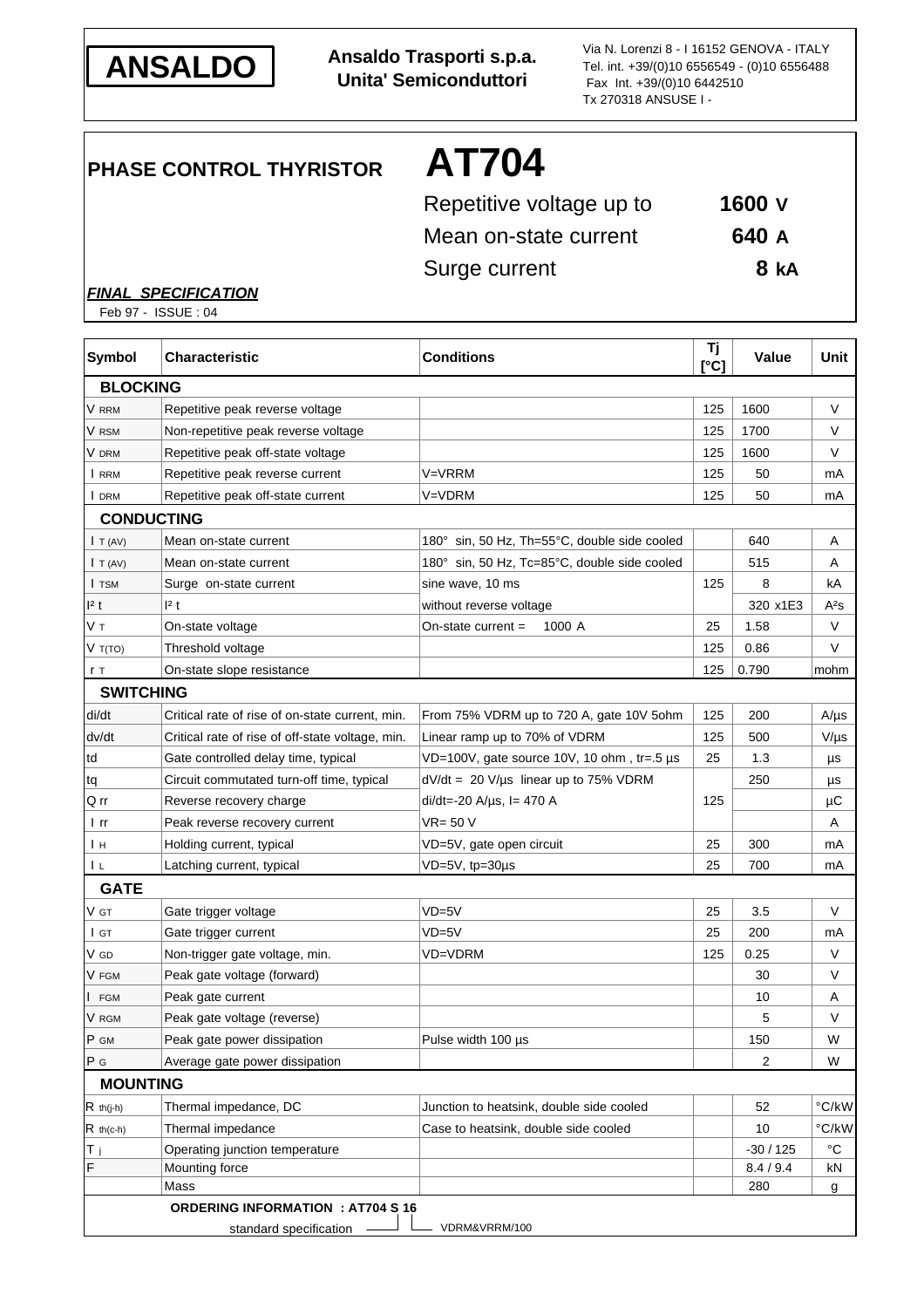**ANSALDO**

**Ansaldo Trasporti s.p.a.**
**Unita' Semiconduttori**

Via N. Lorenzi 8 - I 16152 GENOVA - ITALY
Tel. int. +39/(0)10 6556549 - (0)10 6556488
Fax Int. +39/(0)10 6442510
Tx 270318 ANSUSE I -

# PHASE CONTROL THYRISTOR AT704

| | |
|---|---|
| Repetitive voltage up to | **1600 V** |
| Mean on-state current | **640 A** |
| Surge current | **8 kA** |

***FINAL SPECIFICATION***

Feb 97 - ISSUE : 04

| Symbol | Characteristic | Conditions | Tj [°C] | Value | Unit |
|---|---|---|---|---|---|
| **BLOCKING** | | | | | |
| $V_{RRM}$ | Repetitive peak reverse voltage | | 125 | 1600 | V |
| $V_{RSM}$ | Non-repetitive peak reverse voltage | | 125 | 1700 | V |
| $V_{DRM}$ | Repetitive peak off-state voltage | | 125 | 1600 | V |
| $I_{RRM}$ | Repetitive peak reverse current | V=VRRM | 125 | 50 | mA |
| $I_{DRM}$ | Repetitive peak off-state current | V=VDRM | 125 | 50 | mA |
| **CONDUCTING** | | | | | |
| $I_{T(AV)}$ | Mean on-state current | 180° sin, 50 Hz, Th=55°C, double side cooled | | 640 | A |
| $I_{T(AV)}$ | Mean on-state current | 180° sin, 50 Hz, Tc=85°C, double side cooled | | 515 | A |
| $I_{TSM}$ | Surge on-state current | sine wave, 10 ms | 125 | 8 | kA |
| $I^2t$ | $I^2t$ | without reverse voltage | | 320 x1E3 | $A^2s$ |
| $V_T$ | On-state voltage | On-state current = 1000 A | 25 | 1.58 | V |
| $V_{T(TO)}$ | Threshold voltage | | 125 | 0.86 | V |
| $r_T$ | On-state slope resistance | | 125 | 0.790 | mohm |
| **SWITCHING** | | | | | |
| di/dt | Critical rate of rise of on-state current, min. | From 75% VDRM up to 720 A, gate 10V 5ohm | 125 | 200 | A/µs |
| dv/dt | Critical rate of rise of off-state voltage, min. | Linear ramp up to 70% of VDRM | 125 | 500 | V/µs |
| td | Gate controlled delay time, typical | VD=100V, gate source 10V, 10 ohm , tr=.5 µs | 25 | 1.3 | µs |
| tq | Circuit commutated turn-off time, typical | dV/dt = 20 V/µs linear up to 75% VDRM | | 250 | µs |
| Q rr | Reverse recovery charge | di/dt=-20 A/µs, I= 470 A | 125 | | µC |
| I rr | Peak reverse recovery current | VR= 50 V | | | A |
| $I_H$ | Holding current, typical | VD=5V, gate open circuit | 25 | 300 | mA |
| $I_L$ | Latching current, typical | VD=5V, tp=30µs | 25 | 700 | mA |
| **GATE** | | | | | |
| $V_{GT}$ | Gate trigger voltage | VD=5V | 25 | 3.5 | V |
| $I_{GT}$ | Gate trigger current | VD=5V | 25 | 200 | mA |
| $V_{GD}$ | Non-trigger gate voltage, min. | VD=VDRM | 125 | 0.25 | V |
| $V_{FGM}$ | Peak gate voltage (forward) | | | 30 | V |
| $I_{FGM}$ | Peak gate current | | | 10 | A |
| $V_{RGM}$ | Peak gate voltage (reverse) | | | 5 | V |
| $P_{GM}$ | Peak gate power dissipation | Pulse width 100 µs | | 150 | W |
| $P_G$ | Average gate power dissipation | | | 2 | W |
| **MOUNTING** | | | | | |
| $R_{th(j-h)}$ | Thermal impedance, DC | Junction to heatsink, double side cooled | | 52 | °C/kW |
| $R_{th(c-h)}$ | Thermal impedance | Case to heatsink, double side cooled | | 10 | °C/kW |
| $T_j$ | Operating junction temperature | | | -30 / 125 | °C |
| F | Mounting force | | | 8.4 / 9.4 | kN |
| | Mass | | | 280 | g |

**ORDERING INFORMATION : AT704 S 16**

standard specification (S) — VDRM&VRRM/100 (16)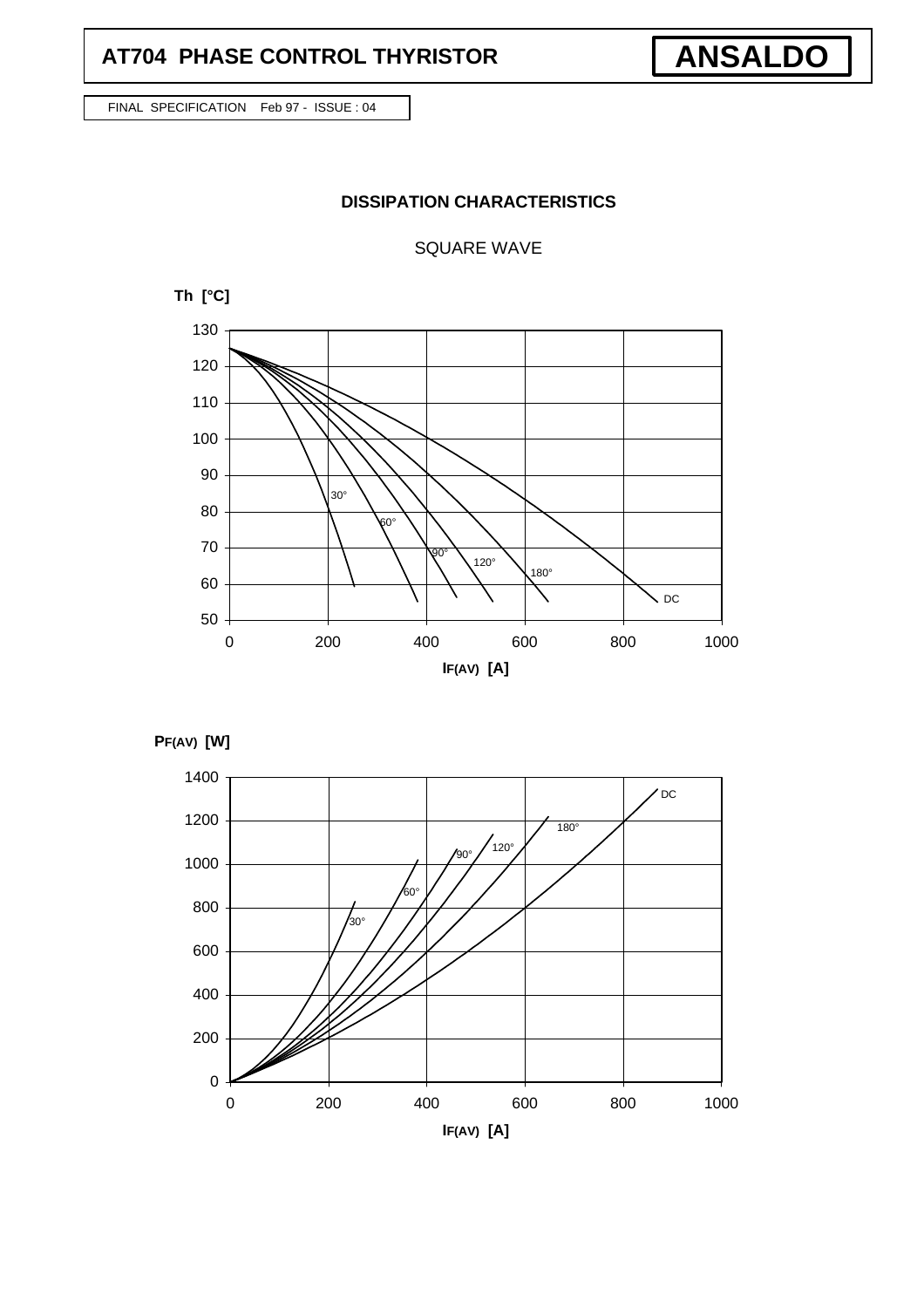# AT704 PHASE CONTROL THYRISTOR

**ANSALDO**

FINAL SPECIFICATION Feb 97 - ISSUE : 04

## DISSIPATION CHARACTERISTICS

SQUARE WAVE

**Th [°C]**

130, 120, 110, 100, 90, 80, 70, 60, 50

30°, 60°, 90°, 120°, 180°, DC

0, 200, 400, 600, 800, 1000

**$I_{F(AV)}$ [A]**

**$P_{F(AV)}$ [W]**

1400, 1200, 1000, 800, 600, 400, 200, 0

30°, 60°, 90°, 120°, 180°, DC

0, 200, 400, 600, 800, 1000

**$I_{F(AV)}$ [A]**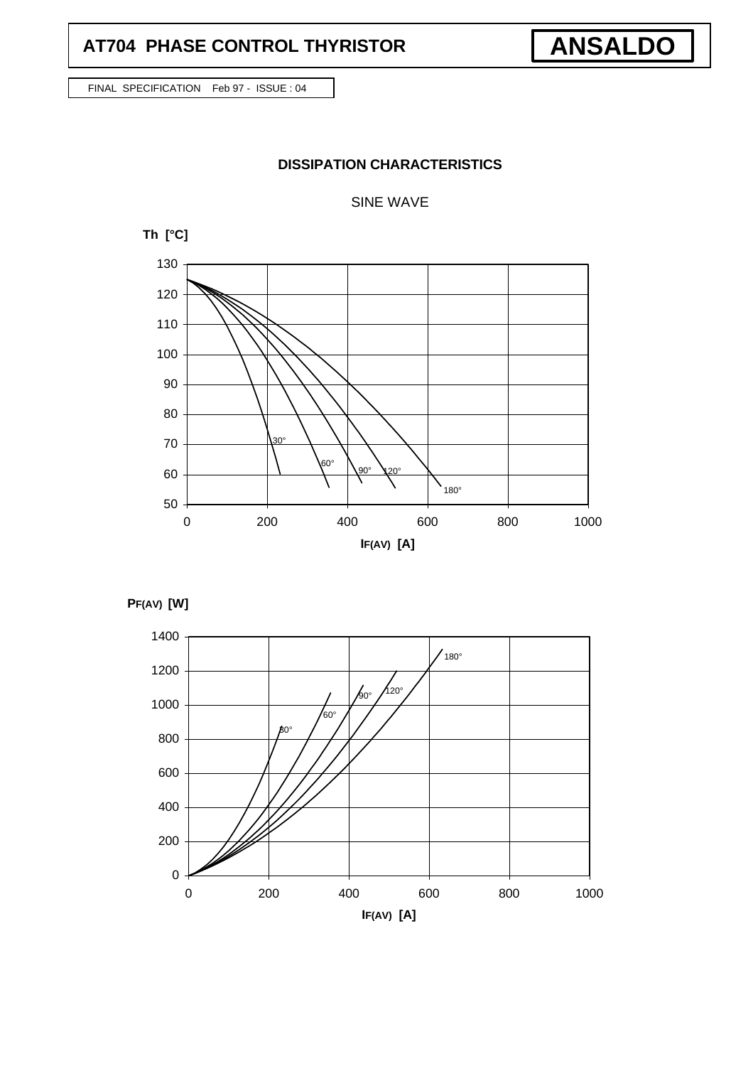# AT704 PHASE CONTROL THYRISTOR

**ANSALDO**

FINAL SPECIFICATION Feb 97 - ISSUE : 04

## DISSIPATION CHARACTERISTICS

SINE WAVE

Th [°C]

130, 120, 110, 100, 90, 80, 70, 60, 50

30°, 60°, 90°, 120°, 180°

0, 200, 400, 600, 800, 1000

$I_{F(AV)}$ [A]

$P_{F(AV)}$ [W]

1400, 1200, 1000, 800, 600, 400, 200, 0

180°, 120°, 90°, 60°, 30°

0, 200, 400, 600, 800, 1000

$I_{F(AV)}$ [A]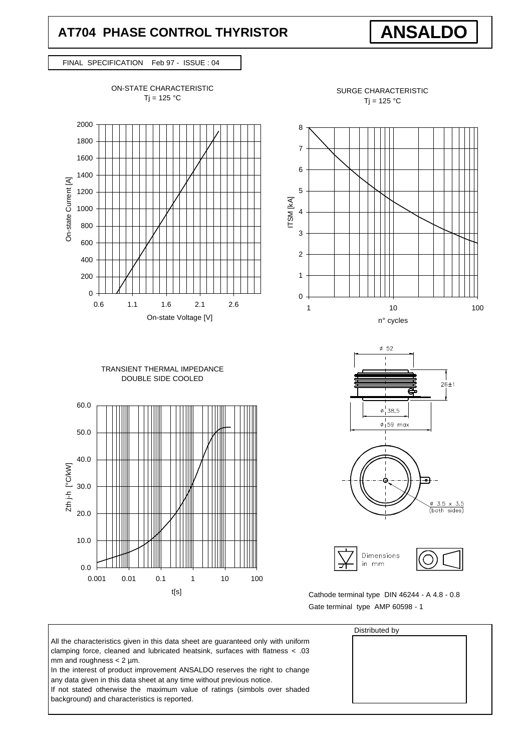# AT704 PHASE CONTROL THYRISTOR

**ANSALDO**

FINAL SPECIFICATION Feb 97 - ISSUE : 04

ON-STATE CHARACTERISTIC
Tj = 125 °C

On-state Current [A]
0
200
400
600
800
1000
1200
1400
1600
1800
2000

On-state Voltage [V]
0.6
1.1
1.6
2.1
2.6

SURGE CHARACTERISTIC
Tj = 125 °C

ITSM [kA]
0
1
2
3
4
5
6
7
8

n° cycles
1
10
100

TRANSIENT THERMAL IMPEDANCE
DOUBLE SIDE COOLED

Zth j-h [°C/kW]
0.0
10.0
20.0
30.0
40.0
50.0
60.0

t[s]
0.001
0.01
0.1
1
10
100

ø 52
26±1
ø 38.5
ø 59 max
ø 3.5 x 3.5 (both sides)
Dimensions in mm

Cathode terminal type DIN 46244 - A 4.8 - 0.8

Gate terminal type AMP 60598 - 1

All the characteristics given in this data sheet are guaranteed only with uniform clamping force, cleaned and lubricated heatsink, surfaces with flatness < .03 mm and roughness < 2 µm.

In the interest of product improvement ANSALDO reserves the right to change any data given in this data sheet at any time without previous notice.

If not stated otherwise the maximum value of ratings (simbols over shaded background) and characteristics is reported.

Distributed by